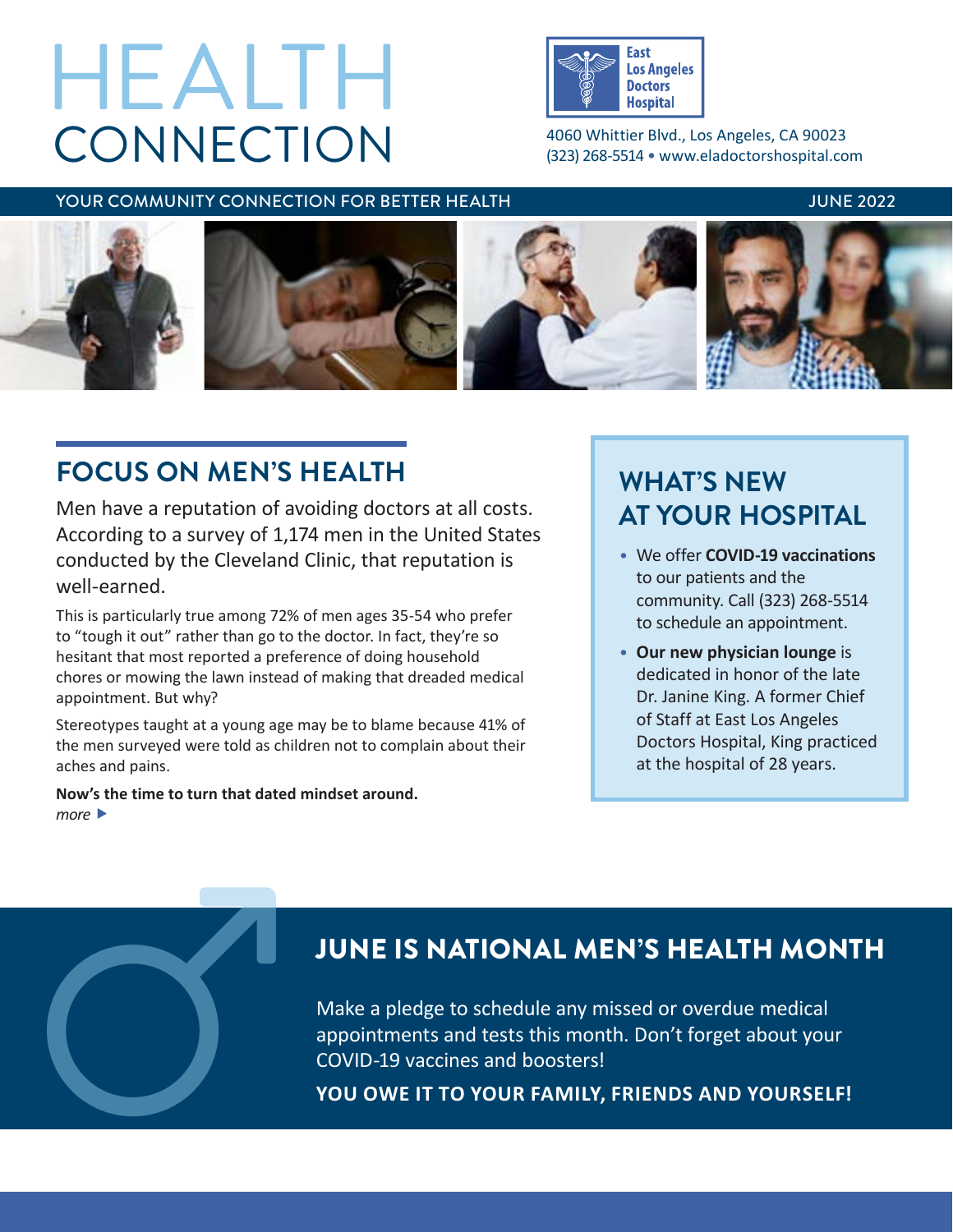# HEALTH CONNECTION

East Los Angeles Doctors Hospital

4060 Whittier Blvd., Los Angeles, CA 90023
(323) 268-5514 • www.eladoctorshospital.com

YOUR COMMUNITY CONNECTION FOR BETTER HEALTH — JUNE 2022

## FOCUS ON MEN'S HEALTH

Men have a reputation of avoiding doctors at all costs. According to a survey of 1,174 men in the United States conducted by the Cleveland Clinic, that reputation is well-earned.

This is particularly true among 72% of men ages 35-54 who prefer to "tough it out" rather than go to the doctor. In fact, they're so hesitant that most reported a preference of doing household chores or mowing the lawn instead of making that dreaded medical appointment. But why?

Stereotypes taught at a young age may be to blame because 41% of the men surveyed were told as children not to complain about their aches and pains.

**Now's the time to turn that dated mindset around.**

*more* ▶

## WHAT'S NEW AT YOUR HOSPITAL

- We offer **COVID-19 vaccinations** to our patients and the community. Call (323) 268-5514 to schedule an appointment.
- **Our new physician lounge** is dedicated in honor of the late Dr. Janine King. A former Chief of Staff at East Los Angeles Doctors Hospital, King practiced at the hospital of 28 years.

## JUNE IS NATIONAL MEN'S HEALTH MONTH

Make a pledge to schedule any missed or overdue medical appointments and tests this month. Don't forget about your COVID-19 vaccines and boosters!

**YOU OWE IT TO YOUR FAMILY, FRIENDS AND YOURSELF!**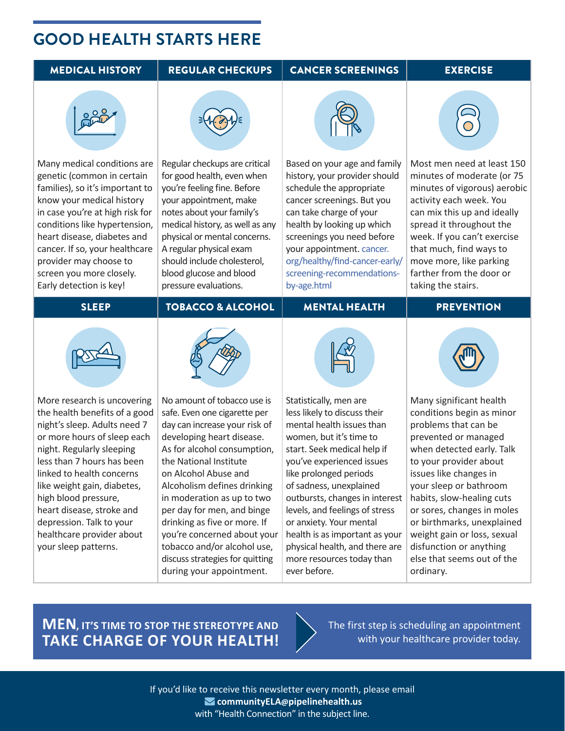# GOOD HEALTH STARTS HERE

## MEDICAL HISTORY

Many medical conditions are genetic (common in certain families), so it's important to know your medical history in case you're at high risk for conditions like hypertension, heart disease, diabetes and cancer. If so, your healthcare provider may choose to screen you more closely. Early detection is key!

## REGULAR CHECKUPS

Regular checkups are critical for good health, even when you're feeling fine. Before your appointment, make notes about your family's medical history, as well as any physical or mental concerns. A regular physical exam should include cholesterol, blood glucose and blood pressure evaluations.

## CANCER SCREENINGS

Based on your age and family history, your provider should schedule the appropriate cancer screenings. But you can take charge of your health by looking up which screenings you need before your appointment. cancer.org/healthy/find-cancer-early/screening-recommendations-by-age.html

## EXERCISE

Most men need at least 150 minutes of moderate (or 75 minutes of vigorous) aerobic activity each week. You can mix this up and ideally spread it throughout the week. If you can't exercise that much, find ways to move more, like parking farther from the door or taking the stairs.

## SLEEP

More research is uncovering the health benefits of a good night's sleep. Adults need 7 or more hours of sleep each night. Regularly sleeping less than 7 hours has been linked to health concerns like weight gain, diabetes, high blood pressure, heart disease, stroke and depression. Talk to your healthcare provider about your sleep patterns.

## TOBACCO & ALCOHOL

No amount of tobacco use is safe. Even one cigarette per day can increase your risk of developing heart disease. As for alcohol consumption, the National Institute on Alcohol Abuse and Alcoholism defines drinking in moderation as up to two per day for men, and binge drinking as five or more. If you're concerned about your tobacco and/or alcohol use, discuss strategies for quitting during your appointment.

## MENTAL HEALTH

Statistically, men are less likely to discuss their mental health issues than women, but it's time to start. Seek medical help if you've experienced issues like prolonged periods of sadness, unexplained outbursts, changes in interest levels, and feelings of stress or anxiety. Your mental health is as important as your physical health, and there are more resources today than ever before.

## PREVENTION

Many significant health conditions begin as minor problems that can be prevented or managed when detected early. Talk to your provider about issues like changes in your sleep or bathroom habits, slow-healing cuts or sores, changes in moles or birthmarks, unexplained weight gain or loss, sexual disfunction or anything else that seems out of the ordinary.

**MEN, IT'S TIME TO STOP THE STEREOTYPE AND TAKE CHARGE OF YOUR HEALTH!**

The first step is scheduling an appointment with your healthcare provider today.

If you'd like to receive this newsletter every month, please email **communityELA@pipelinehealth.us** with "Health Connection" in the subject line.